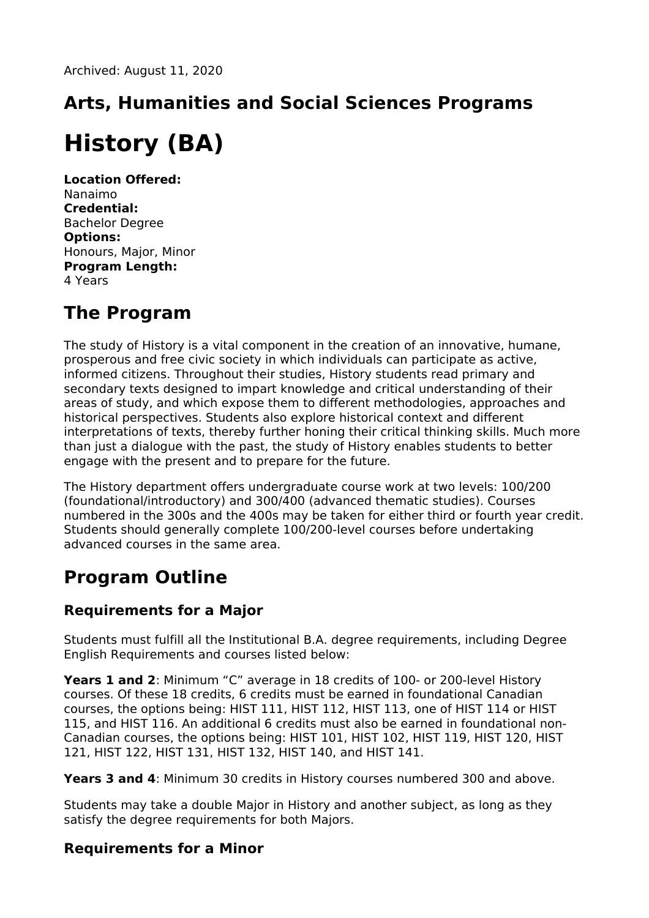Archived: August 11, 2020

## Arts, Humanities and Social Sciences Programs

# History (BA)

**Location Offered:**
Nanaimo
**Credential:**
Bachelor Degree
**Options:**
Honours, Major, Minor
**Program Length:**
4 Years

## The Program

The study of History is a vital component in the creation of an innovative, humane, prosperous and free civic society in which individuals can participate as active, informed citizens. Throughout their studies, History students read primary and secondary texts designed to impart knowledge and critical understanding of their areas of study, and which expose them to different methodologies, approaches and historical perspectives. Students also explore historical context and different interpretations of texts, thereby further honing their critical thinking skills. Much more than just a dialogue with the past, the study of History enables students to better engage with the present and to prepare for the future.

The History department offers undergraduate course work at two levels: 100/200 (foundational/introductory) and 300/400 (advanced thematic studies). Courses numbered in the 300s and the 400s may be taken for either third or fourth year credit. Students should generally complete 100/200-level courses before undertaking advanced courses in the same area.

## Program Outline

### Requirements for a Major

Students must fulfill all the Institutional B.A. degree requirements, including Degree English Requirements and courses listed below:

**Years 1 and 2**: Minimum “C” average in 18 credits of 100- or 200-level History courses. Of these 18 credits, 6 credits must be earned in foundational Canadian courses, the options being: HIST 111, HIST 112, HIST 113, one of HIST 114 or HIST 115, and HIST 116. An additional 6 credits must also be earned in foundational non-Canadian courses, the options being: HIST 101, HIST 102, HIST 119, HIST 120, HIST 121, HIST 122, HIST 131, HIST 132, HIST 140, and HIST 141.

**Years 3 and 4**: Minimum 30 credits in History courses numbered 300 and above.

Students may take a double Major in History and another subject, as long as they satisfy the degree requirements for both Majors.

### Requirements for a Minor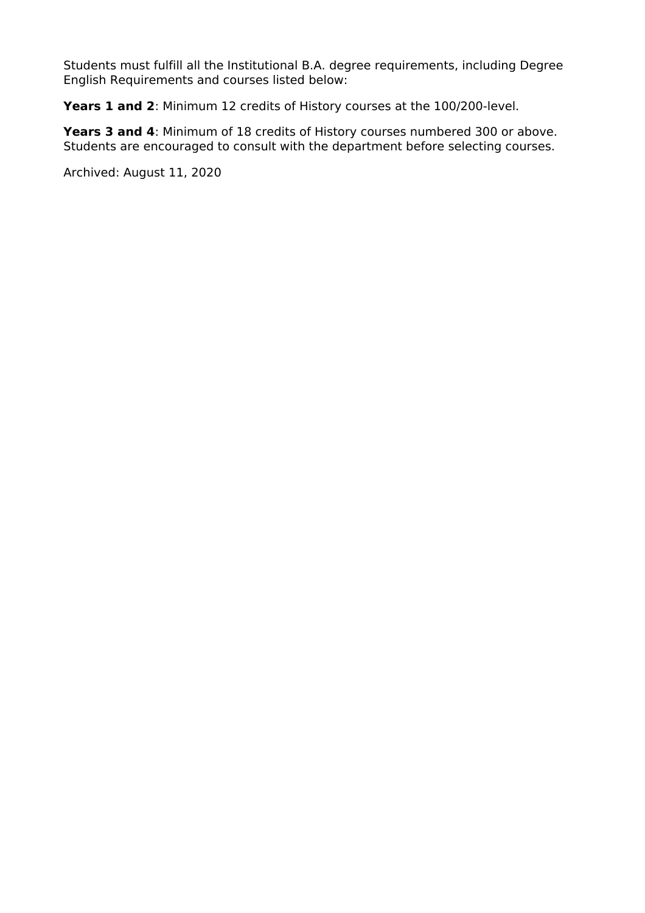Students must fulfill all the Institutional B.A. degree requirements, including Degree English Requirements and courses listed below:

**Years 1 and 2**: Minimum 12 credits of History courses at the 100/200-level.

**Years 3 and 4**: Minimum of 18 credits of History courses numbered 300 or above. Students are encouraged to consult with the department before selecting courses.

Archived: August 11, 2020